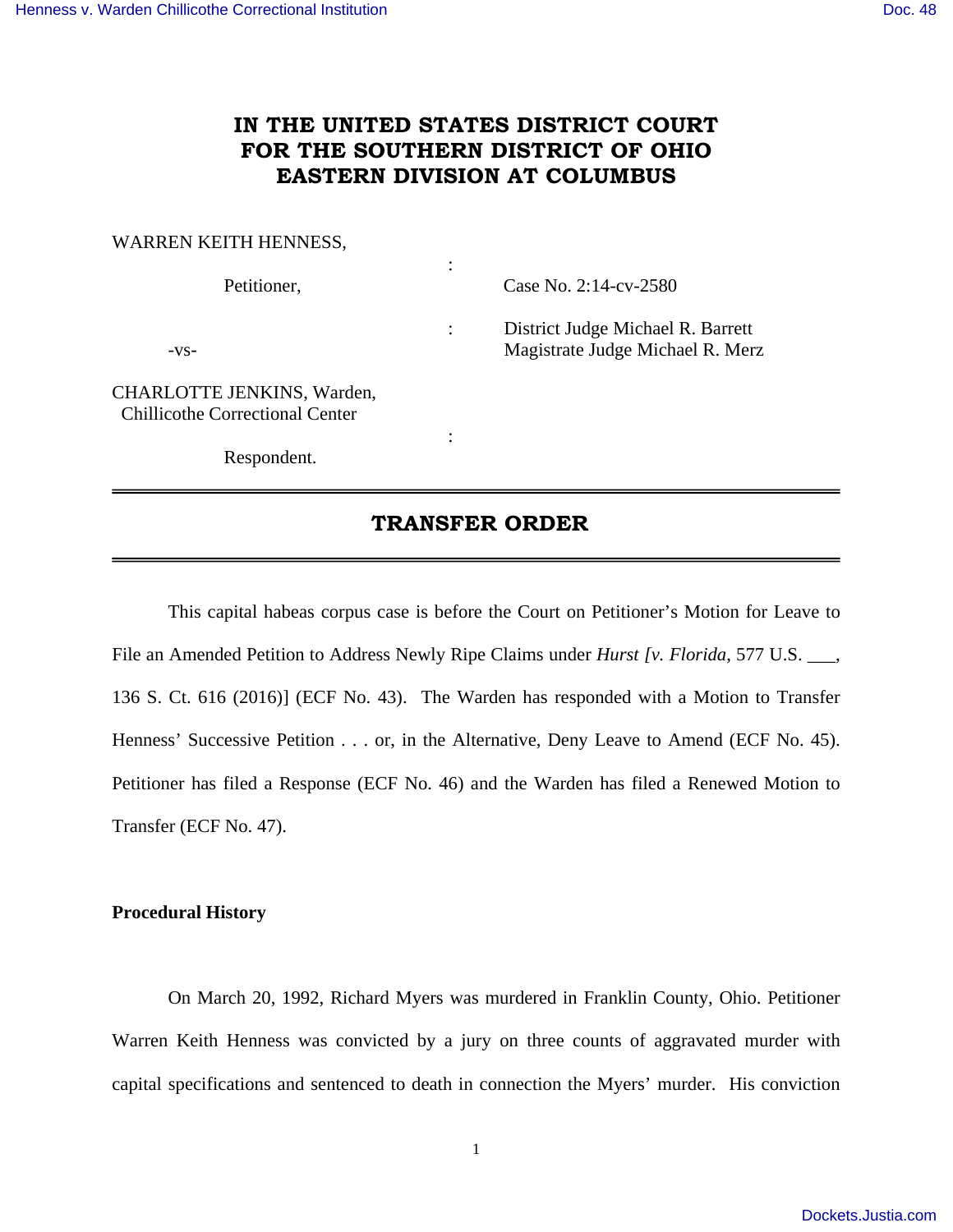# IN THE UNITED STATES DISTRICT COURT FOR THE SOUTHERN DISTRICT OF OHIO EASTERN DIVISION AT COLUMBUS

WARREN KEITH HENNESS,

Petitioner, : Case No. 2:14-cv-2580

-vs- : District Judge Michael R. Barrett
Magistrate Judge Michael R. Merz

CHARLOTTE JENKINS, Warden,
Chillicothe Correctional Center

Respondent. :

---

## TRANSFER ORDER

---

This capital habeas corpus case is before the Court on Petitioner's Motion for Leave to File an Amended Petition to Address Newly Ripe Claims under *Hurst [v. Florida*, 577 U.S. ___, 136 S. Ct. 616 (2016)] (ECF No. 43). The Warden has responded with a Motion to Transfer Henness' Successive Petition . . . or, in the Alternative, Deny Leave to Amend (ECF No. 45). Petitioner has filed a Response (ECF No. 46) and the Warden has filed a Renewed Motion to Transfer (ECF No. 47).

**Procedural History**

On March 20, 1992, Richard Myers was murdered in Franklin County, Ohio. Petitioner Warren Keith Henness was convicted by a jury on three counts of aggravated murder with capital specifications and sentenced to death in connection the Myers' murder. His conviction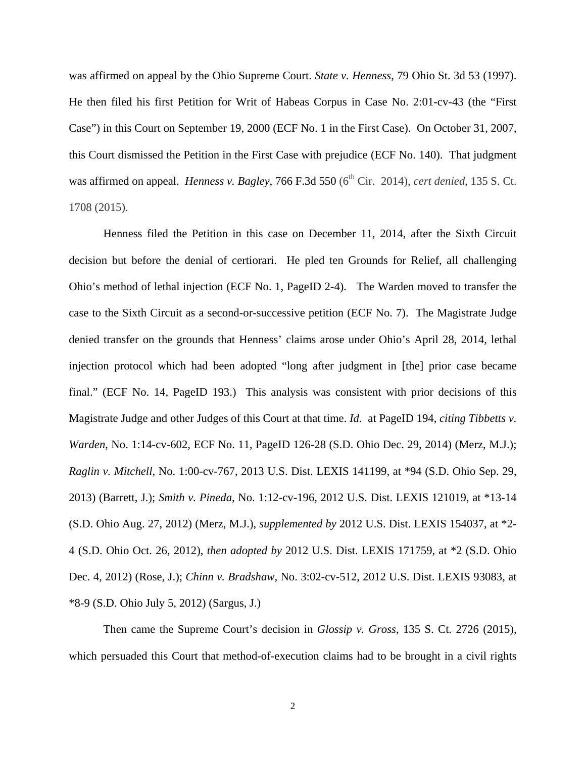was affirmed on appeal by the Ohio Supreme Court. *State v. Henness*, 79 Ohio St. 3d 53 (1997). He then filed his first Petition for Writ of Habeas Corpus in Case No. 2:01-cv-43 (the "First Case") in this Court on September 19, 2000 (ECF No. 1 in the First Case). On October 31, 2007, this Court dismissed the Petition in the First Case with prejudice (ECF No. 140). That judgment was affirmed on appeal. *Henness v. Bagley*, 766 F.3d 550 (6th Cir. 2014), *cert denied*, 135 S. Ct. 1708 (2015).

Henness filed the Petition in this case on December 11, 2014, after the Sixth Circuit decision but before the denial of certiorari. He pled ten Grounds for Relief, all challenging Ohio's method of lethal injection (ECF No. 1, PageID 2-4). The Warden moved to transfer the case to the Sixth Circuit as a second-or-successive petition (ECF No. 7). The Magistrate Judge denied transfer on the grounds that Henness' claims arose under Ohio's April 28, 2014, lethal injection protocol which had been adopted "long after judgment in [the] prior case became final." (ECF No. 14, PageID 193.) This analysis was consistent with prior decisions of this Magistrate Judge and other Judges of this Court at that time. *Id.* at PageID 194, *citing Tibbetts v. Warden*, No. 1:14-cv-602, ECF No. 11, PageID 126-28 (S.D. Ohio Dec. 29, 2014) (Merz, M.J.); *Raglin v. Mitchell*, No. 1:00-cv-767, 2013 U.S. Dist. LEXIS 141199, at *94 (S.D. Ohio Sep. 29, 2013) (Barrett, J.); *Smith v. Pineda*, No. 1:12-cv-196, 2012 U.S. Dist. LEXIS 121019, at *13-14 (S.D. Ohio Aug. 27, 2012) (Merz, M.J.), *supplemented by* 2012 U.S. Dist. LEXIS 154037, at *2-4 (S.D. Ohio Oct. 26, 2012), *then adopted by* 2012 U.S. Dist. LEXIS 171759, at *2 (S.D. Ohio Dec. 4, 2012) (Rose, J.); *Chinn v. Bradshaw*, No. 3:02-cv-512, 2012 U.S. Dist. LEXIS 93083, at *8-9 (S.D. Ohio July 5, 2012) (Sargus, J.)

Then came the Supreme Court's decision in *Glossip v. Gross*, 135 S. Ct. 2726 (2015), which persuaded this Court that method-of-execution claims had to be brought in a civil rights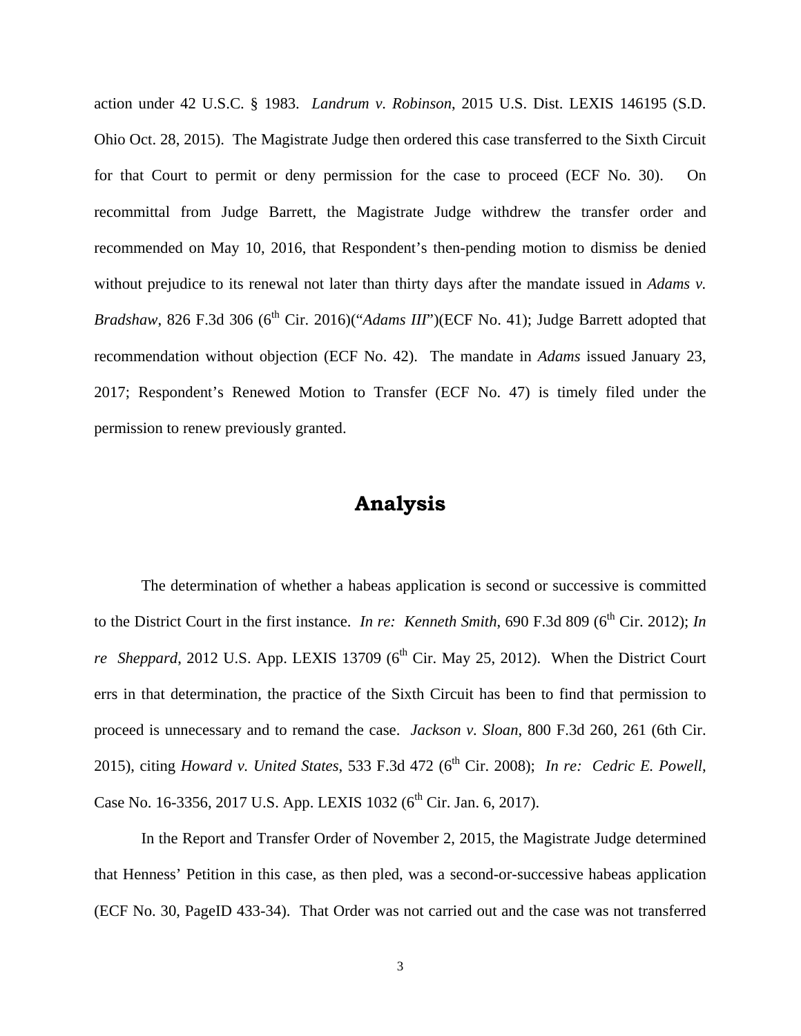action under 42 U.S.C. § 1983. *Landrum v. Robinson*, 2015 U.S. Dist. LEXIS 146195 (S.D. Ohio Oct. 28, 2015). The Magistrate Judge then ordered this case transferred to the Sixth Circuit for that Court to permit or deny permission for the case to proceed (ECF No. 30). On recommittal from Judge Barrett, the Magistrate Judge withdrew the transfer order and recommended on May 10, 2016, that Respondent's then-pending motion to dismiss be denied without prejudice to its renewal not later than thirty days after the mandate issued in *Adams v. Bradshaw*, 826 F.3d 306 (6th Cir. 2016)("*Adams III*")(ECF No. 41); Judge Barrett adopted that recommendation without objection (ECF No. 42). The mandate in *Adams* issued January 23, 2017; Respondent's Renewed Motion to Transfer (ECF No. 47) is timely filed under the permission to renew previously granted.

## Analysis

The determination of whether a habeas application is second or successive is committed to the District Court in the first instance. *In re: Kenneth Smith*, 690 F.3d 809 (6th Cir. 2012); *In re Sheppard*, 2012 U.S. App. LEXIS 13709 (6th Cir. May 25, 2012). When the District Court errs in that determination, the practice of the Sixth Circuit has been to find that permission to proceed is unnecessary and to remand the case. *Jackson v. Sloan*, 800 F.3d 260, 261 (6th Cir. 2015), citing *Howard v. United States*, 533 F.3d 472 (6th Cir. 2008); *In re: Cedric E. Powell*, Case No. 16-3356, 2017 U.S. App. LEXIS 1032 (6th Cir. Jan. 6, 2017).

In the Report and Transfer Order of November 2, 2015, the Magistrate Judge determined that Henness' Petition in this case, as then pled, was a second-or-successive habeas application (ECF No. 30, PageID 433-34). That Order was not carried out and the case was not transferred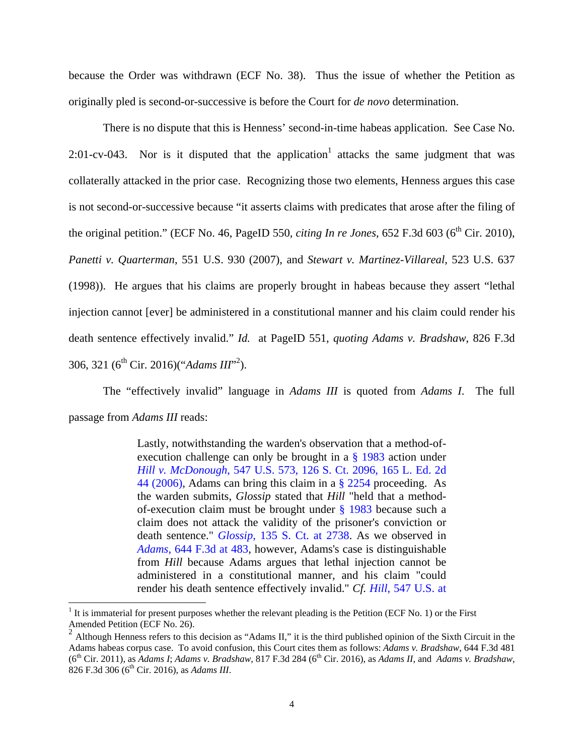because the Order was withdrawn (ECF No. 38). Thus the issue of whether the Petition as originally pled is second-or-successive is before the Court for *de novo* determination.

There is no dispute that this is Henness' second-in-time habeas application. See Case No. 2:01-cv-043. Nor is it disputed that the application[1] attacks the same judgment that was collaterally attacked in the prior case. Recognizing those two elements, Henness argues this case is not second-or-successive because "it asserts claims with predicates that arose after the filing of the original petition." (ECF No. 46, PageID 550, *citing In re Jones*, 652 F.3d 603 (6th Cir. 2010), *Panetti v. Quarterman*, 551 U.S. 930 (2007), and *Stewart v. Martinez-Villareal*, 523 U.S. 637 (1998)). He argues that his claims are properly brought in habeas because they assert "lethal injection cannot [ever] be administered in a constitutional manner and his claim could render his death sentence effectively invalid." *Id.* at PageID 551, *quoting Adams v. Bradshaw*, 826 F.3d 306, 321 (6th Cir. 2016)("*Adams III*"[2]).

The "effectively invalid" language in *Adams III* is quoted from *Adams I*. The full passage from *Adams III* reads:

> Lastly, notwithstanding the warden's observation that a method-of-execution challenge can only be brought in a § 1983 action under *Hill v. McDonough*, 547 U.S. 573, 126 S. Ct. 2096, 165 L. Ed. 2d 44 (2006), Adams can bring this claim in a § 2254 proceeding. As the warden submits, *Glossip* stated that *Hill* "held that a method-of-execution claim must be brought under § 1983 because such a claim does not attack the validity of the prisoner's conviction or death sentence." *Glossip*, 135 S. Ct. at 2738. As we observed in *Adams*, 644 F.3d at 483, however, Adams's case is distinguishable from *Hill* because Adams argues that lethal injection cannot be administered in a constitutional manner, and his claim "could render his death sentence effectively invalid." *Cf. Hill*, 547 U.S. at

---

[1] It is immaterial for present purposes whether the relevant pleading is the Petition (ECF No. 1) or the First Amended Petition (ECF No. 26).

[2] Although Henness refers to this decision as "Adams II," it is the third published opinion of the Sixth Circuit in the Adams habeas corpus case. To avoid confusion, this Court cites them as follows: *Adams v. Bradshaw*, 644 F.3d 481 (6th Cir. 2011), as *Adams I*; *Adams v. Bradshaw*, 817 F.3d 284 (6th Cir. 2016), as *Adams II*, and *Adams v. Bradshaw*, 826 F.3d 306 (6th Cir. 2016), as *Adams III*.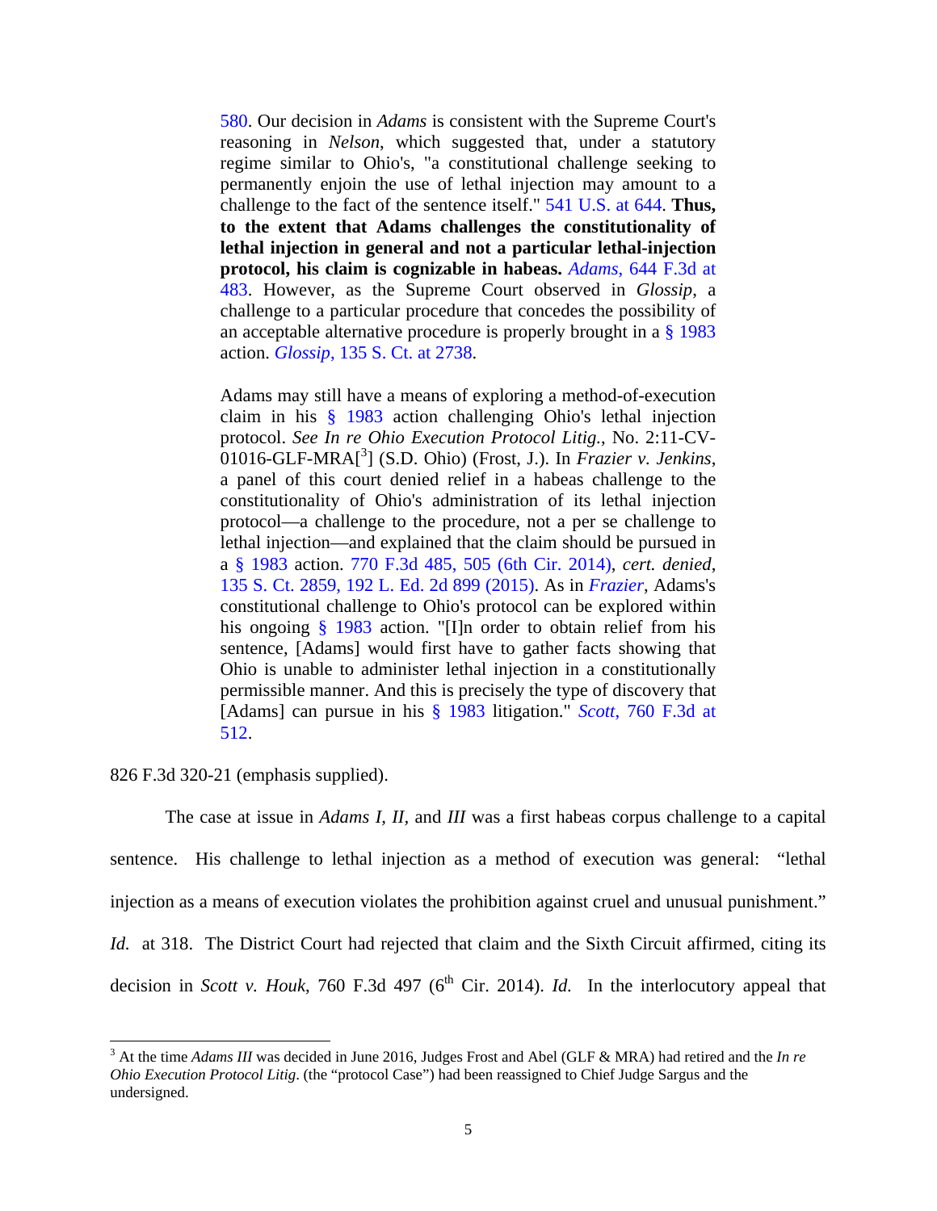> 580. Our decision in *Adams* is consistent with the Supreme Court's reasoning in *Nelson*, which suggested that, under a statutory regime similar to Ohio's, "a constitutional challenge seeking to permanently enjoin the use of lethal injection may amount to a challenge to the fact of the sentence itself." 541 U.S. at 644. **Thus, to the extent that Adams challenges the constitutionality of lethal injection in general and not a particular lethal-injection protocol, his claim is cognizable in habeas.** *Adams*, 644 F.3d at 483. However, as the Supreme Court observed in *Glossip*, a challenge to a particular procedure that concedes the possibility of an acceptable alternative procedure is properly brought in a § 1983 action. *Glossip*, 135 S. Ct. at 2738.
>
> Adams may still have a means of exploring a method-of-execution claim in his § 1983 action challenging Ohio's lethal injection protocol. *See In re Ohio Execution Protocol Litig.*, No. 2:11-CV-01016-GLF-MRA[3] (S.D. Ohio) (Frost, J.). In *Frazier v. Jenkins*, a panel of this court denied relief in a habeas challenge to the constitutionality of Ohio's administration of its lethal injection protocol—a challenge to the procedure, not a per se challenge to lethal injection—and explained that the claim should be pursued in a § 1983 action. 770 F.3d 485, 505 (6th Cir. 2014), *cert. denied*, 135 S. Ct. 2859, 192 L. Ed. 2d 899 (2015). As in *Frazier*, Adams's constitutional challenge to Ohio's protocol can be explored within his ongoing § 1983 action. "[I]n order to obtain relief from his sentence, [Adams] would first have to gather facts showing that Ohio is unable to administer lethal injection in a constitutionally permissible manner. And this is precisely the type of discovery that [Adams] can pursue in his § 1983 litigation." *Scott*, 760 F.3d at 512.

826 F.3d 320-21 (emphasis supplied).

The case at issue in *Adams I, II,* and *III* was a first habeas corpus challenge to a capital sentence. His challenge to lethal injection as a method of execution was general: "lethal injection as a means of execution violates the prohibition against cruel and unusual punishment." *Id.* at 318. The District Court had rejected that claim and the Sixth Circuit affirmed, citing its decision in *Scott v. Houk*, 760 F.3d 497 (6th Cir. 2014). *Id.* In the interlocutory appeal that

---

[3] At the time *Adams III* was decided in June 2016, Judges Frost and Abel (GLF & MRA) had retired and the *In re Ohio Execution Protocol Litig.* (the "protocol Case") had been reassigned to Chief Judge Sargus and the undersigned.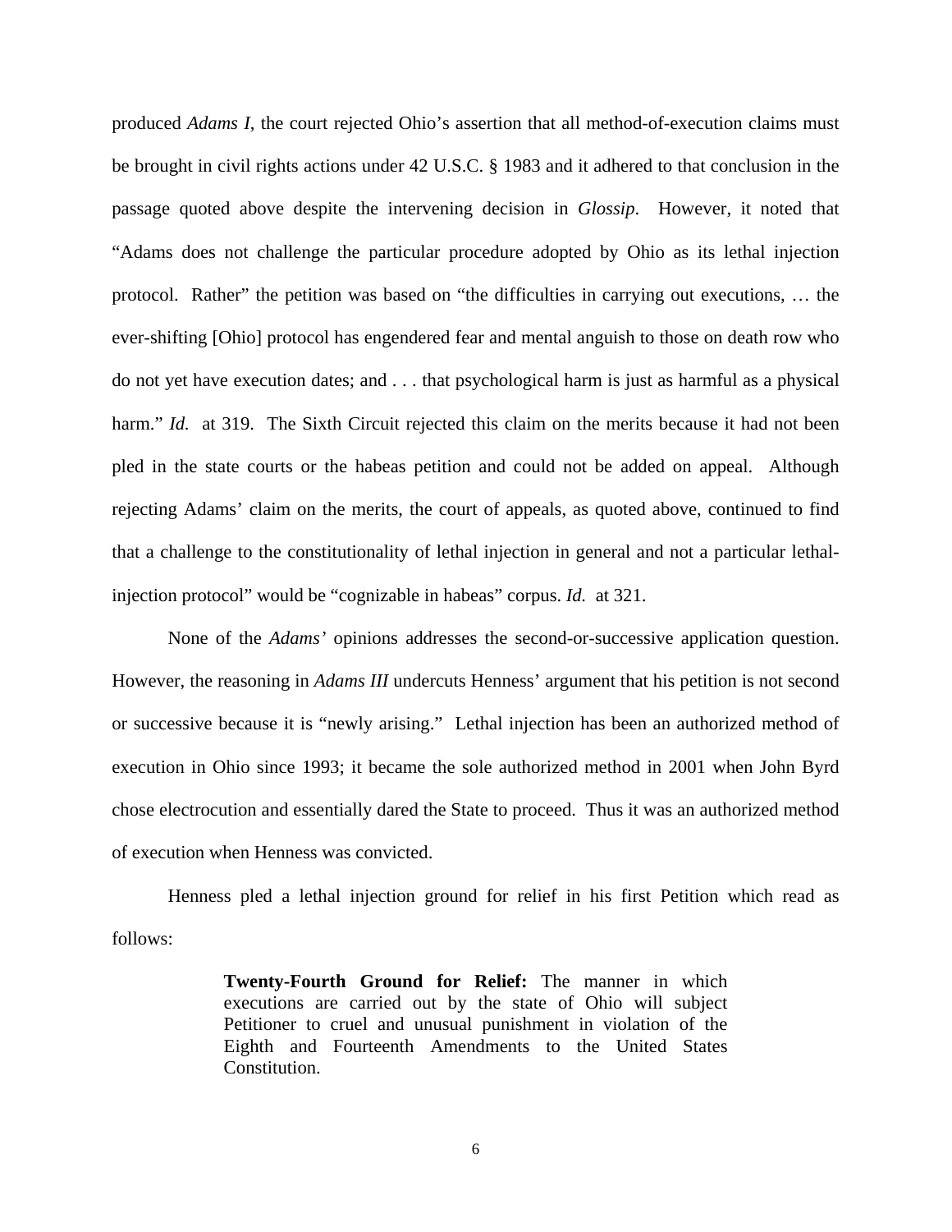produced *Adams I*, the court rejected Ohio's assertion that all method-of-execution claims must be brought in civil rights actions under 42 U.S.C. § 1983 and it adhered to that conclusion in the passage quoted above despite the intervening decision in *Glossip*. However, it noted that "Adams does not challenge the particular procedure adopted by Ohio as its lethal injection protocol. Rather" the petition was based on "the difficulties in carrying out executions, … the ever-shifting [Ohio] protocol has engendered fear and mental anguish to those on death row who do not yet have execution dates; and . . . that psychological harm is just as harmful as a physical harm." *Id.* at 319. The Sixth Circuit rejected this claim on the merits because it had not been pled in the state courts or the habeas petition and could not be added on appeal. Although rejecting Adams' claim on the merits, the court of appeals, as quoted above, continued to find that a challenge to the constitutionality of lethal injection in general and not a particular lethal-injection protocol" would be "cognizable in habeas" corpus. *Id.* at 321.

None of the *Adams'* opinions addresses the second-or-successive application question. However, the reasoning in *Adams III* undercuts Henness' argument that his petition is not second or successive because it is "newly arising." Lethal injection has been an authorized method of execution in Ohio since 1993; it became the sole authorized method in 2001 when John Byrd chose electrocution and essentially dared the State to proceed. Thus it was an authorized method of execution when Henness was convicted.

Henness pled a lethal injection ground for relief in his first Petition which read as follows:

> **Twenty-Fourth Ground for Relief:** The manner in which executions are carried out by the state of Ohio will subject Petitioner to cruel and unusual punishment in violation of the Eighth and Fourteenth Amendments to the United States Constitution.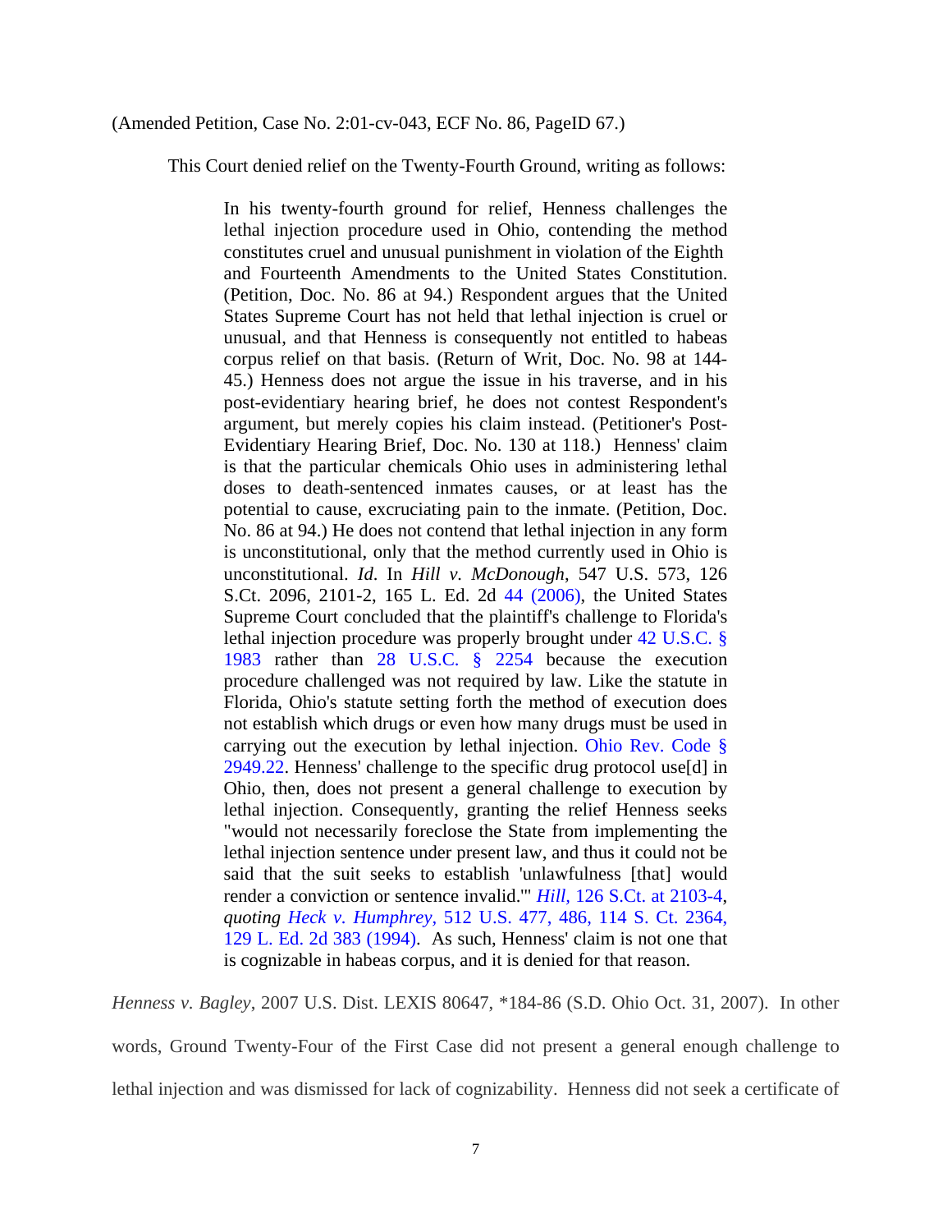(Amended Petition, Case No. 2:01-cv-043, ECF No. 86, PageID 67.)

This Court denied relief on the Twenty-Fourth Ground, writing as follows:

> In his twenty-fourth ground for relief, Henness challenges the lethal injection procedure used in Ohio, contending the method constitutes cruel and unusual punishment in violation of the Eighth and Fourteenth Amendments to the United States Constitution. (Petition, Doc. No. 86 at 94.) Respondent argues that the United States Supreme Court has not held that lethal injection is cruel or unusual, and that Henness is consequently not entitled to habeas corpus relief on that basis. (Return of Writ, Doc. No. 98 at 144-45.) Henness does not argue the issue in his traverse, and in his post-evidentiary hearing brief, he does not contest Respondent's argument, but merely copies his claim instead. (Petitioner's Post-Evidentiary Hearing Brief, Doc. No. 130 at 118.) Henness' claim is that the particular chemicals Ohio uses in administering lethal doses to death-sentenced inmates causes, or at least has the potential to cause, excruciating pain to the inmate. (Petition, Doc. No. 86 at 94.) He does not contend that lethal injection in any form is unconstitutional, only that the method currently used in Ohio is unconstitutional. *Id*. In *Hill v. McDonough*, 547 U.S. 573, 126 S.Ct. 2096, 2101-2, 165 L. Ed. 2d 44 (2006), the United States Supreme Court concluded that the plaintiff's challenge to Florida's lethal injection procedure was properly brought under 42 U.S.C. § 1983 rather than 28 U.S.C. § 2254 because the execution procedure challenged was not required by law. Like the statute in Florida, Ohio's statute setting forth the method of execution does not establish which drugs or even how many drugs must be used in carrying out the execution by lethal injection. Ohio Rev. Code § 2949.22. Henness' challenge to the specific drug protocol use[d] in Ohio, then, does not present a general challenge to execution by lethal injection. Consequently, granting the relief Henness seeks "would not necessarily foreclose the State from implementing the lethal injection sentence under present law, and thus it could not be said that the suit seeks to establish 'unlawfulness [that] would render a conviction or sentence invalid.'" *Hill,* 126 S.Ct. at 2103-4, *quoting Heck v. Humphrey,* 512 U.S. 477, 486, 114 S. Ct. 2364, 129 L. Ed. 2d 383 (1994). As such, Henness' claim is not one that is cognizable in habeas corpus, and it is denied for that reason.

*Henness v. Bagley*, 2007 U.S. Dist. LEXIS 80647, *184-86 (S.D. Ohio Oct. 31, 2007). In other words, Ground Twenty-Four of the First Case did not present a general enough challenge to lethal injection and was dismissed for lack of cognizability. Henness did not seek a certificate of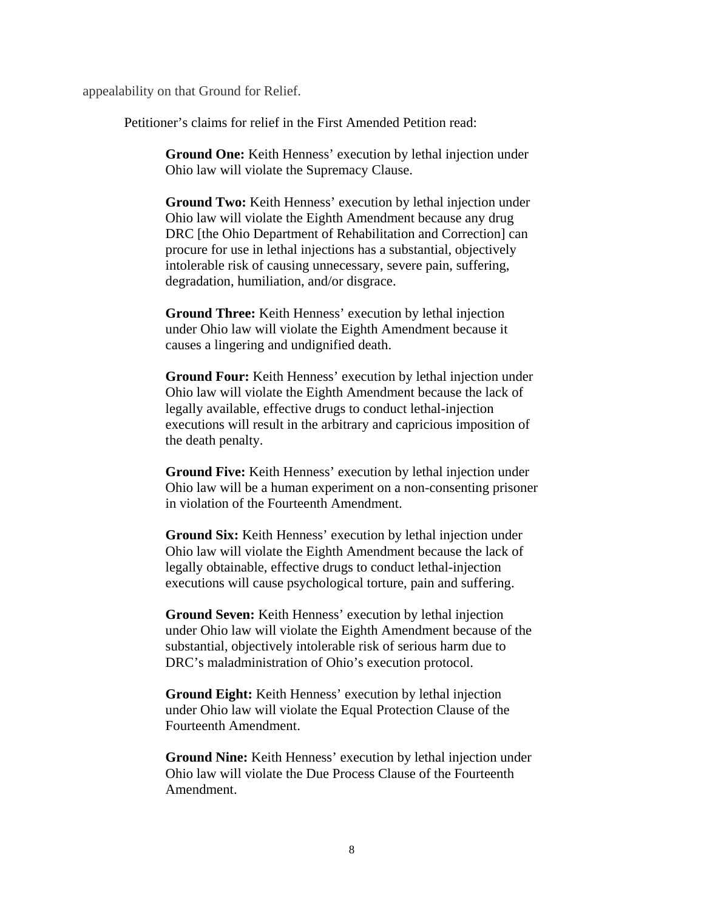appealability on that Ground for Relief.

Petitioner's claims for relief in the First Amended Petition read:

> **Ground One:** Keith Henness' execution by lethal injection under Ohio law will violate the Supremacy Clause.
>
> **Ground Two:** Keith Henness' execution by lethal injection under Ohio law will violate the Eighth Amendment because any drug DRC [the Ohio Department of Rehabilitation and Correction] can procure for use in lethal injections has a substantial, objectively intolerable risk of causing unnecessary, severe pain, suffering, degradation, humiliation, and/or disgrace.
>
> **Ground Three:** Keith Henness' execution by lethal injection under Ohio law will violate the Eighth Amendment because it causes a lingering and undignified death.
>
> **Ground Four:** Keith Henness' execution by lethal injection under Ohio law will violate the Eighth Amendment because the lack of legally available, effective drugs to conduct lethal-injection executions will result in the arbitrary and capricious imposition of the death penalty.
>
> **Ground Five:** Keith Henness' execution by lethal injection under Ohio law will be a human experiment on a non-consenting prisoner in violation of the Fourteenth Amendment.
>
> **Ground Six:** Keith Henness' execution by lethal injection under Ohio law will violate the Eighth Amendment because the lack of legally obtainable, effective drugs to conduct lethal-injection executions will cause psychological torture, pain and suffering.
>
> **Ground Seven:** Keith Henness' execution by lethal injection under Ohio law will violate the Eighth Amendment because of the substantial, objectively intolerable risk of serious harm due to DRC's maladministration of Ohio's execution protocol.
>
> **Ground Eight:** Keith Henness' execution by lethal injection under Ohio law will violate the Equal Protection Clause of the Fourteenth Amendment.
>
> **Ground Nine:** Keith Henness' execution by lethal injection under Ohio law will violate the Due Process Clause of the Fourteenth Amendment.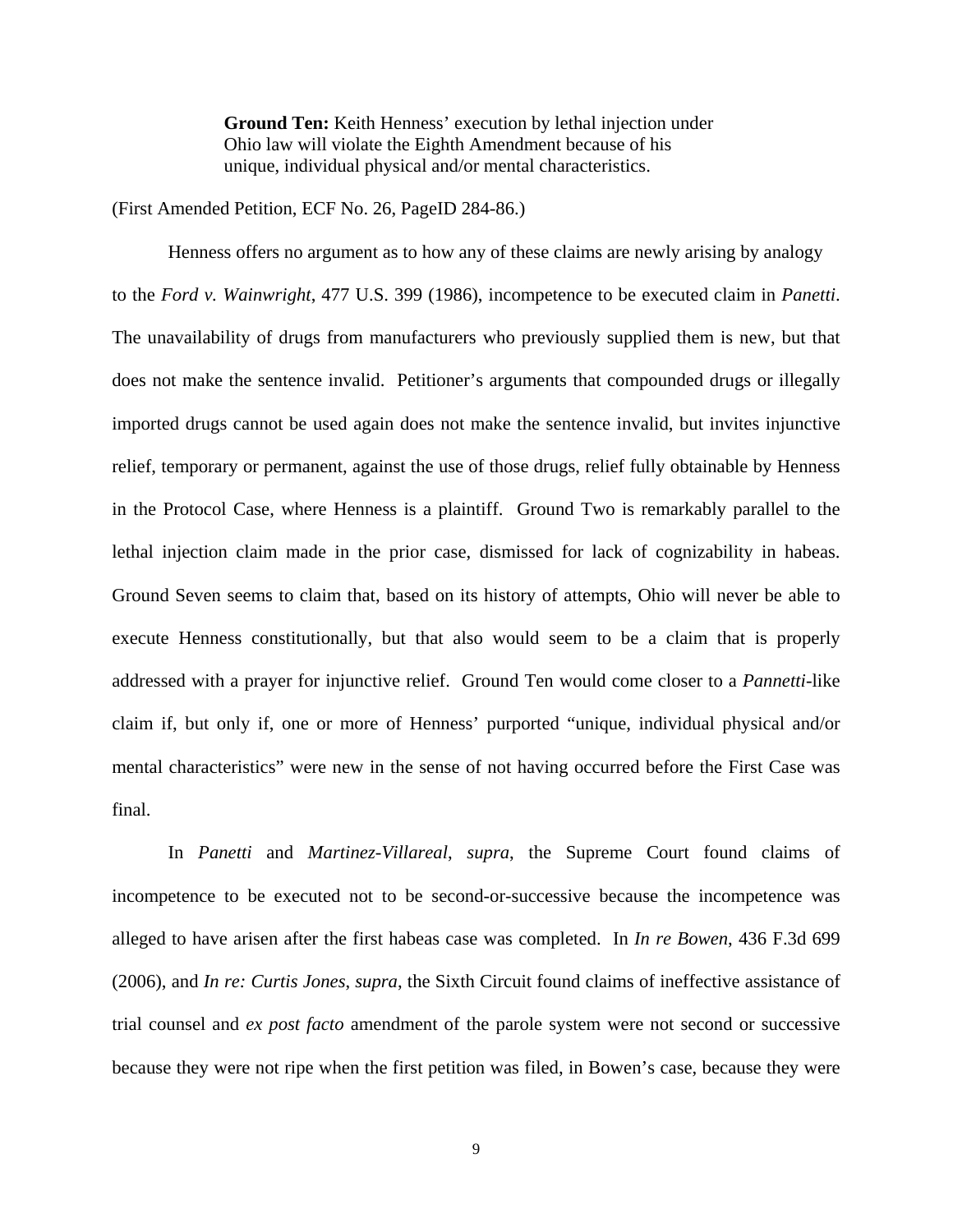> **Ground Ten:** Keith Henness' execution by lethal injection under Ohio law will violate the Eighth Amendment because of his unique, individual physical and/or mental characteristics.

(First Amended Petition, ECF No. 26, PageID 284-86.)

Henness offers no argument as to how any of these claims are newly arising by analogy to the *Ford v. Wainwright*, 477 U.S. 399 (1986), incompetence to be executed claim in *Panetti*. The unavailability of drugs from manufacturers who previously supplied them is new, but that does not make the sentence invalid. Petitioner's arguments that compounded drugs or illegally imported drugs cannot be used again does not make the sentence invalid, but invites injunctive relief, temporary or permanent, against the use of those drugs, relief fully obtainable by Henness in the Protocol Case, where Henness is a plaintiff. Ground Two is remarkably parallel to the lethal injection claim made in the prior case, dismissed for lack of cognizability in habeas. Ground Seven seems to claim that, based on its history of attempts, Ohio will never be able to execute Henness constitutionally, but that also would seem to be a claim that is properly addressed with a prayer for injunctive relief. Ground Ten would come closer to a *Pannetti*-like claim if, but only if, one or more of Henness' purported "unique, individual physical and/or mental characteristics" were new in the sense of not having occurred before the First Case was final.

In *Panetti* and *Martinez-Villareal*, *supra*, the Supreme Court found claims of incompetence to be executed not to be second-or-successive because the incompetence was alleged to have arisen after the first habeas case was completed. In *In re Bowen*, 436 F.3d 699 (2006), and *In re: Curtis Jones*, *supra*, the Sixth Circuit found claims of ineffective assistance of trial counsel and *ex post facto* amendment of the parole system were not second or successive because they were not ripe when the first petition was filed, in Bowen's case, because they were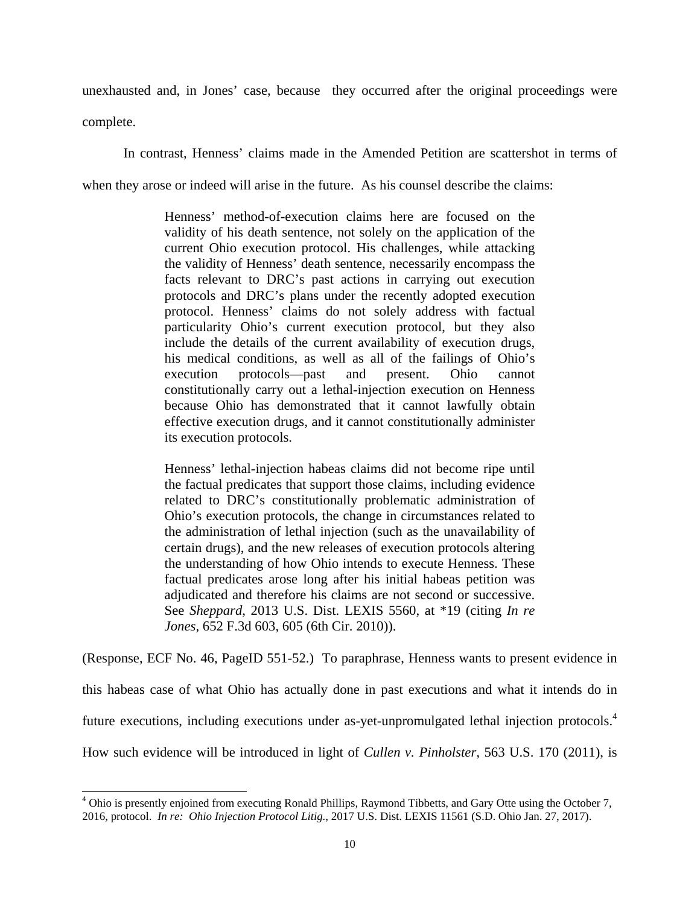unexhausted and, in Jones' case, because they occurred after the original proceedings were complete.

In contrast, Henness' claims made in the Amended Petition are scattershot in terms of when they arose or indeed will arise in the future. As his counsel describe the claims:

> Henness' method-of-execution claims here are focused on the validity of his death sentence, not solely on the application of the current Ohio execution protocol. His challenges, while attacking the validity of Henness' death sentence, necessarily encompass the facts relevant to DRC's past actions in carrying out execution protocols and DRC's plans under the recently adopted execution protocol. Henness' claims do not solely address with factual particularity Ohio's current execution protocol, but they also include the details of the current availability of execution drugs, his medical conditions, as well as all of the failings of Ohio's execution protocols—past and present. Ohio cannot constitutionally carry out a lethal-injection execution on Henness because Ohio has demonstrated that it cannot lawfully obtain effective execution drugs, and it cannot constitutionally administer its execution protocols.
>
> Henness' lethal-injection habeas claims did not become ripe until the factual predicates that support those claims, including evidence related to DRC's constitutionally problematic administration of Ohio's execution protocols, the change in circumstances related to the administration of lethal injection (such as the unavailability of certain drugs), and the new releases of execution protocols altering the understanding of how Ohio intends to execute Henness. These factual predicates arose long after his initial habeas petition was adjudicated and therefore his claims are not second or successive. See *Sheppard*, 2013 U.S. Dist. LEXIS 5560, at *19 (citing *In re Jones*, 652 F.3d 603, 605 (6th Cir. 2010)).

(Response, ECF No. 46, PageID 551-52.) To paraphrase, Henness wants to present evidence in this habeas case of what Ohio has actually done in past executions and what it intends do in future executions, including executions under as-yet-unpromulgated lethal injection protocols.[4] How such evidence will be introduced in light of *Cullen v. Pinholster*, 563 U.S. 170 (2011), is

---

[4] Ohio is presently enjoined from executing Ronald Phillips, Raymond Tibbetts, and Gary Otte using the October 7, 2016, protocol. *In re: Ohio Injection Protocol Litig.*, 2017 U.S. Dist. LEXIS 11561 (S.D. Ohio Jan. 27, 2017).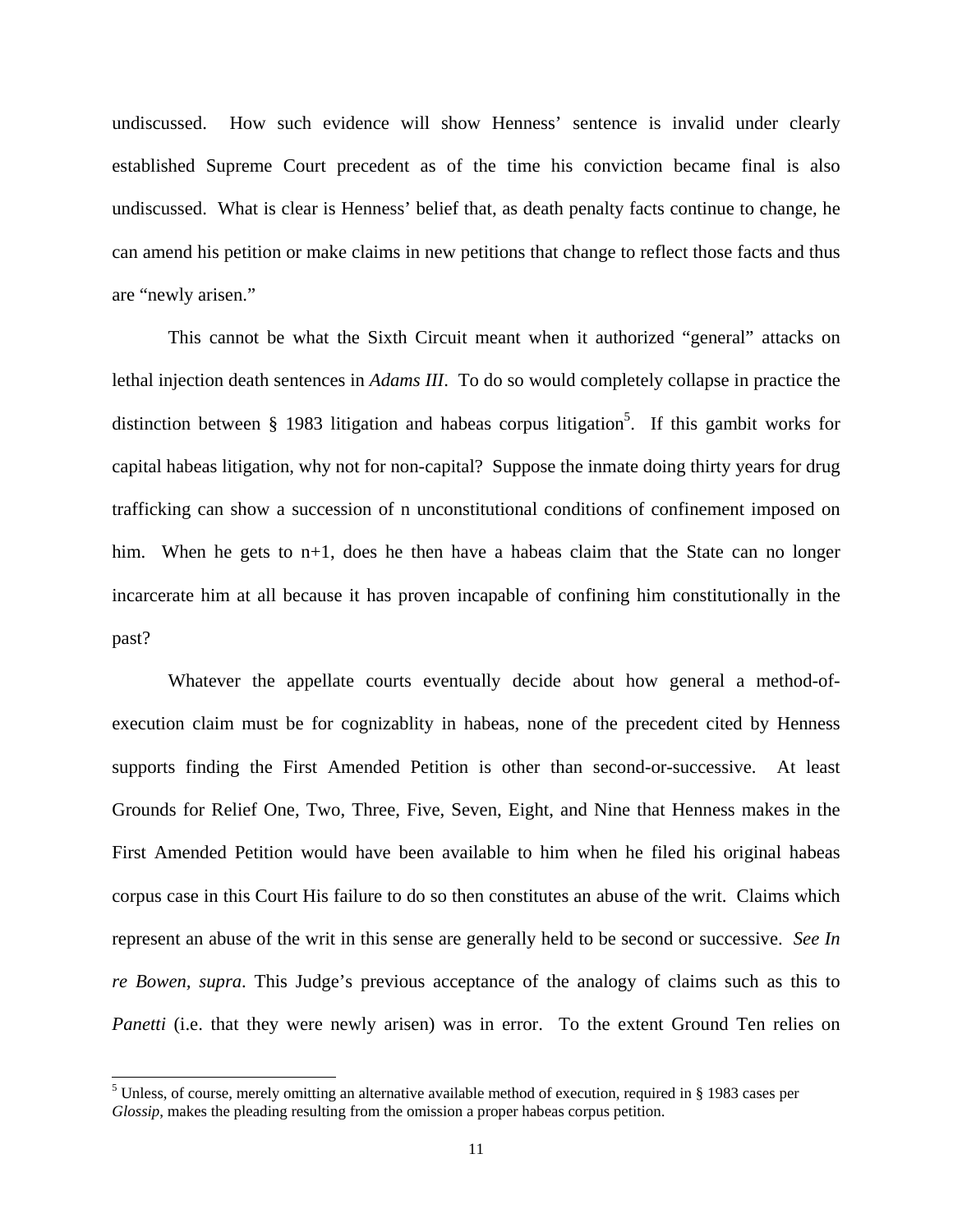undiscussed. How such evidence will show Henness' sentence is invalid under clearly established Supreme Court precedent as of the time his conviction became final is also undiscussed. What is clear is Henness' belief that, as death penalty facts continue to change, he can amend his petition or make claims in new petitions that change to reflect those facts and thus are "newly arisen."

This cannot be what the Sixth Circuit meant when it authorized "general" attacks on lethal injection death sentences in *Adams III*. To do so would completely collapse in practice the distinction between § 1983 litigation and habeas corpus litigation[5]. If this gambit works for capital habeas litigation, why not for non-capital? Suppose the inmate doing thirty years for drug trafficking can show a succession of n unconstitutional conditions of confinement imposed on him. When he gets to n+1, does he then have a habeas claim that the State can no longer incarcerate him at all because it has proven incapable of confining him constitutionally in the past?

Whatever the appellate courts eventually decide about how general a method-of-execution claim must be for cognizablity in habeas, none of the precedent cited by Henness supports finding the First Amended Petition is other than second-or-successive. At least Grounds for Relief One, Two, Three, Five, Seven, Eight, and Nine that Henness makes in the First Amended Petition would have been available to him when he filed his original habeas corpus case in this Court His failure to do so then constitutes an abuse of the writ. Claims which represent an abuse of the writ in this sense are generally held to be second or successive. *See In re Bowen, supra*. This Judge's previous acceptance of the analogy of claims such as this to *Panetti* (i.e. that they were newly arisen) was in error. To the extent Ground Ten relies on

[5] Unless, of course, merely omitting an alternative available method of execution, required in § 1983 cases per *Glossip*, makes the pleading resulting from the omission a proper habeas corpus petition.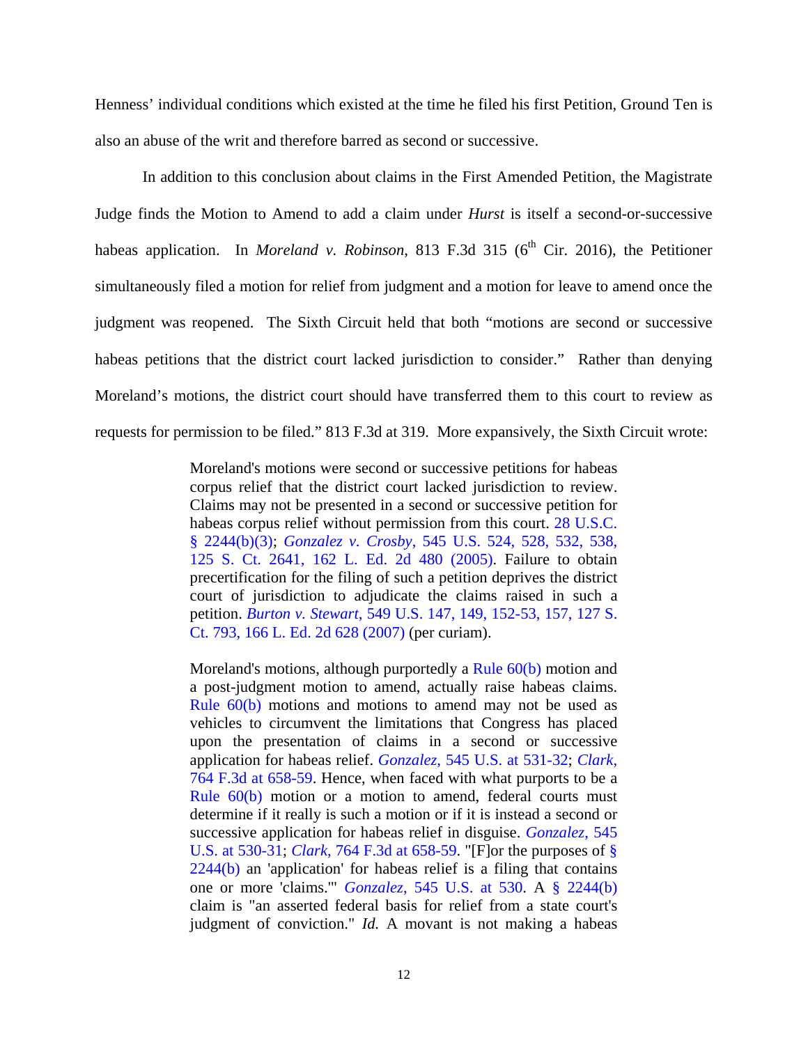Henness' individual conditions which existed at the time he filed his first Petition, Ground Ten is also an abuse of the writ and therefore barred as second or successive.

In addition to this conclusion about claims in the First Amended Petition, the Magistrate Judge finds the Motion to Amend to add a claim under *Hurst* is itself a second-or-successive habeas application. In *Moreland v. Robinson*, 813 F.3d 315 (6th Cir. 2016), the Petitioner simultaneously filed a motion for relief from judgment and a motion for leave to amend once the judgment was reopened. The Sixth Circuit held that both "motions are second or successive habeas petitions that the district court lacked jurisdiction to consider." Rather than denying Moreland's motions, the district court should have transferred them to this court to review as requests for permission to be filed." 813 F.3d at 319. More expansively, the Sixth Circuit wrote:

> Moreland's motions were second or successive petitions for habeas corpus relief that the district court lacked jurisdiction to review. Claims may not be presented in a second or successive petition for habeas corpus relief without permission from this court. 28 U.S.C. § 2244(b)(3); *Gonzalez v. Crosby*, 545 U.S. 524, 528, 532, 538, 125 S. Ct. 2641, 162 L. Ed. 2d 480 (2005). Failure to obtain precertification for the filing of such a petition deprives the district court of jurisdiction to adjudicate the claims raised in such a petition. *Burton v. Stewart*, 549 U.S. 147, 149, 152-53, 157, 127 S. Ct. 793, 166 L. Ed. 2d 628 (2007) (per curiam).
>
> Moreland's motions, although purportedly a Rule 60(b) motion and a post-judgment motion to amend, actually raise habeas claims. Rule 60(b) motions and motions to amend may not be used as vehicles to circumvent the limitations that Congress has placed upon the presentation of claims in a second or successive application for habeas relief. *Gonzalez*, 545 U.S. at 531-32; *Clark*, 764 F.3d at 658-59. Hence, when faced with what purports to be a Rule 60(b) motion or a motion to amend, federal courts must determine if it really is such a motion or if it is instead a second or successive application for habeas relief in disguise. *Gonzalez*, 545 U.S. at 530-31; *Clark*, 764 F.3d at 658-59. "[F]or the purposes of § 2244(b) an 'application' for habeas relief is a filing that contains one or more 'claims.'" *Gonzalez*, 545 U.S. at 530. A § 2244(b) claim is "an asserted federal basis for relief from a state court's judgment of conviction." *Id.* A movant is not making a habeas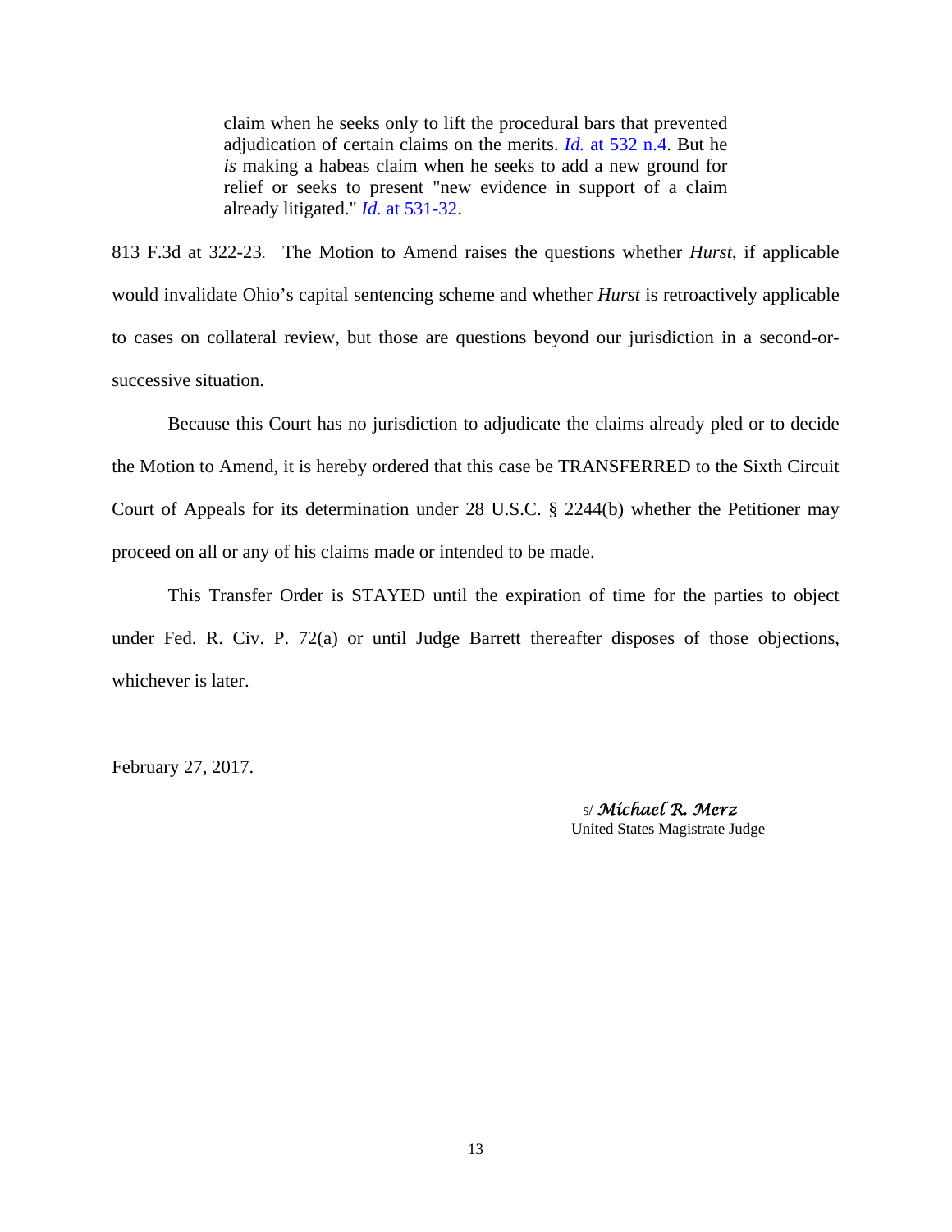> claim when he seeks only to lift the procedural bars that prevented adjudication of certain claims on the merits. *Id.* at 532 n.4. But he *is* making a habeas claim when he seeks to add a new ground for relief or seeks to present "new evidence in support of a claim already litigated." *Id.* at 531-32.

813 F.3d at 322-23. The Motion to Amend raises the questions whether *Hurst*, if applicable would invalidate Ohio's capital sentencing scheme and whether *Hurst* is retroactively applicable to cases on collateral review, but those are questions beyond our jurisdiction in a second-or-successive situation.

Because this Court has no jurisdiction to adjudicate the claims already pled or to decide the Motion to Amend, it is hereby ordered that this case be TRANSFERRED to the Sixth Circuit Court of Appeals for its determination under 28 U.S.C. § 2244(b) whether the Petitioner may proceed on all or any of his claims made or intended to be made.

This Transfer Order is STAYED until the expiration of time for the parties to object under Fed. R. Civ. P. 72(a) or until Judge Barrett thereafter disposes of those objections, whichever is later.

February 27, 2017.

s/ *Michael R. Merz*
United States Magistrate Judge